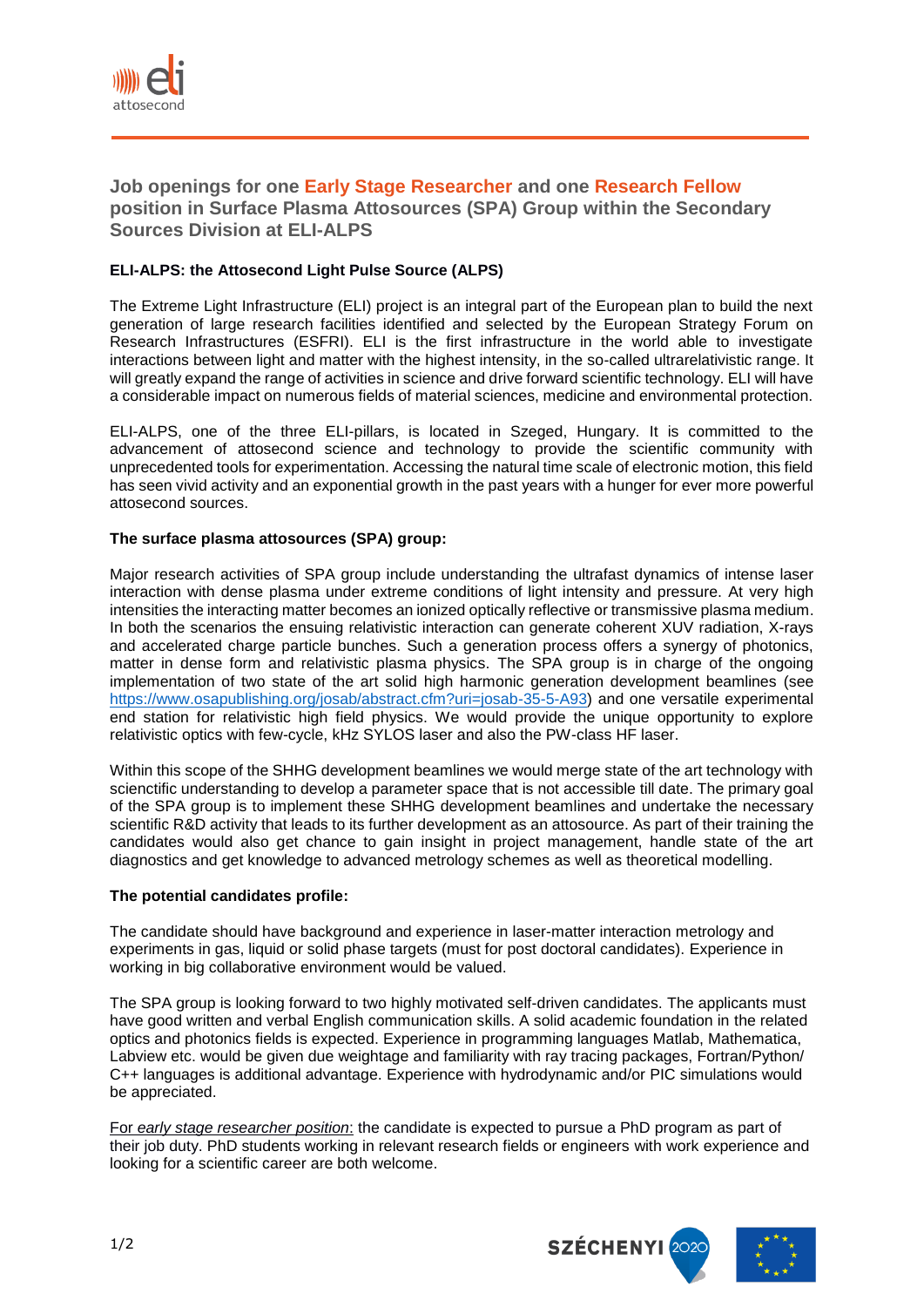# Job openings for one Early Stage Researcher and one Research Fellow position in Surface Plasma Attosources (SPA) Group within the Secondary Sources Division at ELI-ALPS

**ELI-ALPS: the Attosecond Light Pulse Source (ALPS)**

The Extreme Light Infrastructure (ELI) project is an integral part of the European plan to build the next generation of large research facilities identified and selected by the European Strategy Forum on Research Infrastructures (ESFRI). ELI is the first infrastructure in the world able to investigate interactions between light and matter with the highest intensity, in the so-called ultrarelativistic range. It will greatly expand the range of activities in science and drive forward scientific technology. ELI will have a considerable impact on numerous fields of material sciences, medicine and environmental protection.

ELI-ALPS, one of the three ELI-pillars, is located in Szeged, Hungary. It is committed to the advancement of attosecond science and technology to provide the scientific community with unprecedented tools for experimentation. Accessing the natural time scale of electronic motion, this field has seen vivid activity and an exponential growth in the past years with a hunger for ever more powerful attosecond sources.

**The surface plasma attosources (SPA) group:**

Major research activities of SPA group include understanding the ultrafast dynamics of intense laser interaction with dense plasma under extreme conditions of light intensity and pressure. At very high intensities the interacting matter becomes an ionized optically reflective or transmissive plasma medium. In both the scenarios the ensuing relativistic interaction can generate coherent XUV radiation, X-rays and accelerated charge particle bunches. Such a generation process offers a synergy of photonics, matter in dense form and relativistic plasma physics. The SPA group is in charge of the ongoing implementation of two state of the art solid high harmonic generation development beamlines (see https://www.osapublishing.org/josab/abstract.cfm?uri=josab-35-5-A93) and one versatile experimental end station for relativistic high field physics. We would provide the unique opportunity to explore relativistic optics with few-cycle, kHz SYLOS laser and also the PW-class HF laser.

Within this scope of the SHHG development beamlines we would merge state of the art technology with scienctific understanding to develop a parameter space that is not accessible till date. The primary goal of the SPA group is to implement these SHHG development beamlines and undertake the necessary scientific R&D activity that leads to its further development as an attosource. As part of their training the candidates would also get chance to gain insight in project management, handle state of the art diagnostics and get knowledge to advanced metrology schemes as well as theoretical modelling.

**The potential candidates profile:**

The candidate should have background and experience in laser-matter interaction metrology and experiments in gas, liquid or solid phase targets (must for post doctoral candidates). Experience in working in big collaborative environment would be valued.

The SPA group is looking forward to two highly motivated self-driven candidates. The applicants must have good written and verbal English communication skills. A solid academic foundation in the related optics and photonics fields is expected. Experience in programming languages Matlab, Mathematica, Labview etc. would be given due weightage and familiarity with ray tracing packages, Fortran/Python/ C++ languages is additional advantage. Experience with hydrodynamic and/or PIC simulations would be appreciated.

For *early stage researcher position*: the candidate is expected to pursue a PhD program as part of their job duty. PhD students working in relevant research fields or engineers with work experience and looking for a scientific career are both welcome.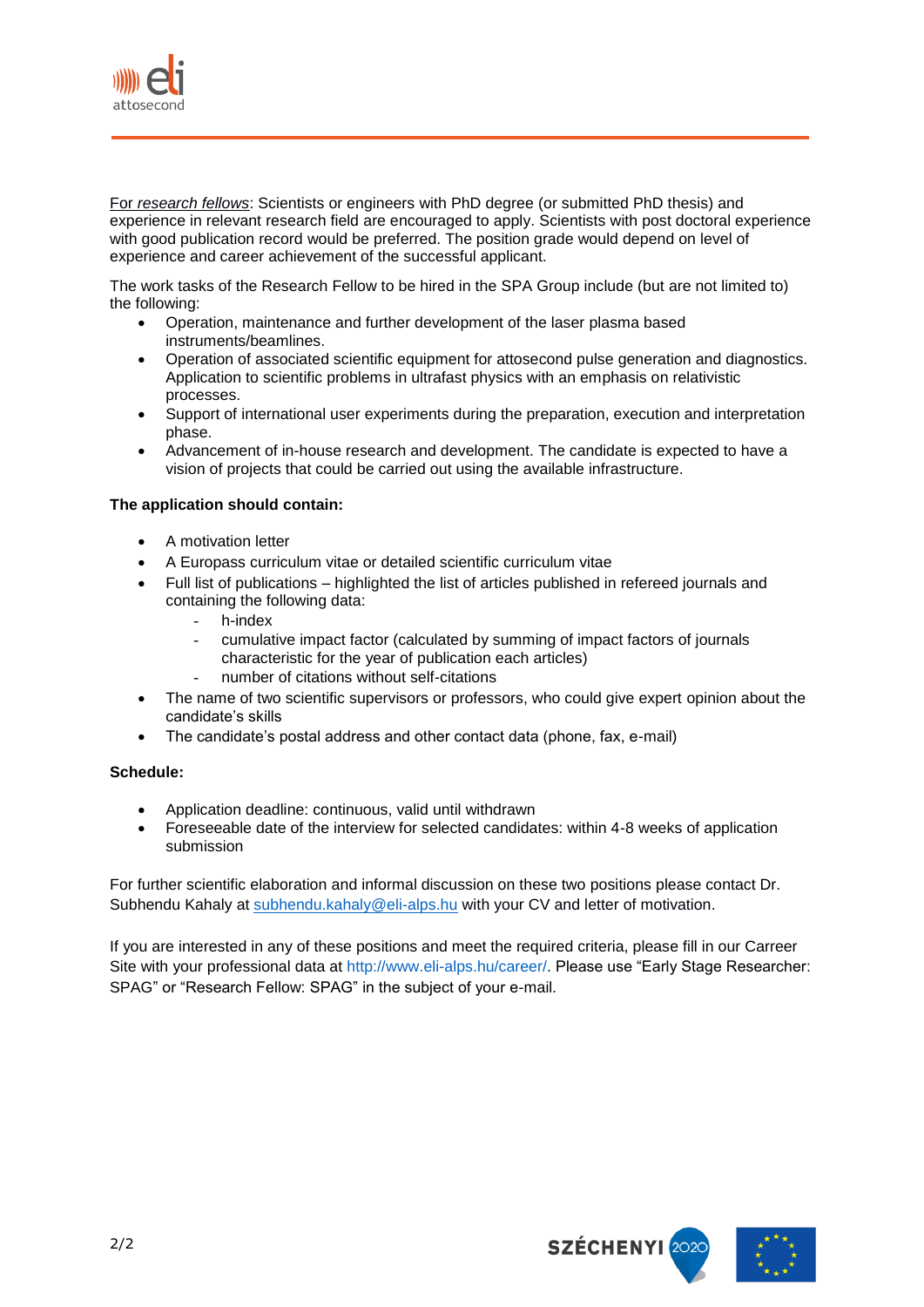For *research fellows*: Scientists or engineers with PhD degree (or submitted PhD thesis) and experience in relevant research field are encouraged to apply. Scientists with post doctoral experience with good publication record would be preferred. The position grade would depend on level of experience and career achievement of the successful applicant.

The work tasks of the Research Fellow to be hired in the SPA Group include (but are not limited to) the following:

- Operation, maintenance and further development of the laser plasma based instruments/beamlines.
- Operation of associated scientific equipment for attosecond pulse generation and diagnostics. Application to scientific problems in ultrafast physics with an emphasis on relativistic processes.
- Support of international user experiments during the preparation, execution and interpretation phase.
- Advancement of in-house research and development. The candidate is expected to have a vision of projects that could be carried out using the available infrastructure.

**The application should contain:**

- A motivation letter
- A Europass curriculum vitae or detailed scientific curriculum vitae
- Full list of publications – highlighted the list of articles published in refereed journals and containing the following data:
  - h-index
  - cumulative impact factor (calculated by summing of impact factors of journals characteristic for the year of publication each articles)
  - number of citations without self-citations
- The name of two scientific supervisors or professors, who could give expert opinion about the candidate's skills
- The candidate's postal address and other contact data (phone, fax, e-mail)

**Schedule:**

- Application deadline: continuous, valid until withdrawn
- Foreseeable date of the interview for selected candidates: within 4-8 weeks of application submission

For further scientific elaboration and informal discussion on these two positions please contact Dr. Subhendu Kahaly at subhendu.kahaly@eli-alps.hu with your CV and letter of motivation.

If you are interested in any of these positions and meet the required criteria, please fill in our Carreer Site with your professional data at http://www.eli-alps.hu/career/. Please use "Early Stage Researcher: SPAG" or "Research Fellow: SPAG" in the subject of your e-mail.